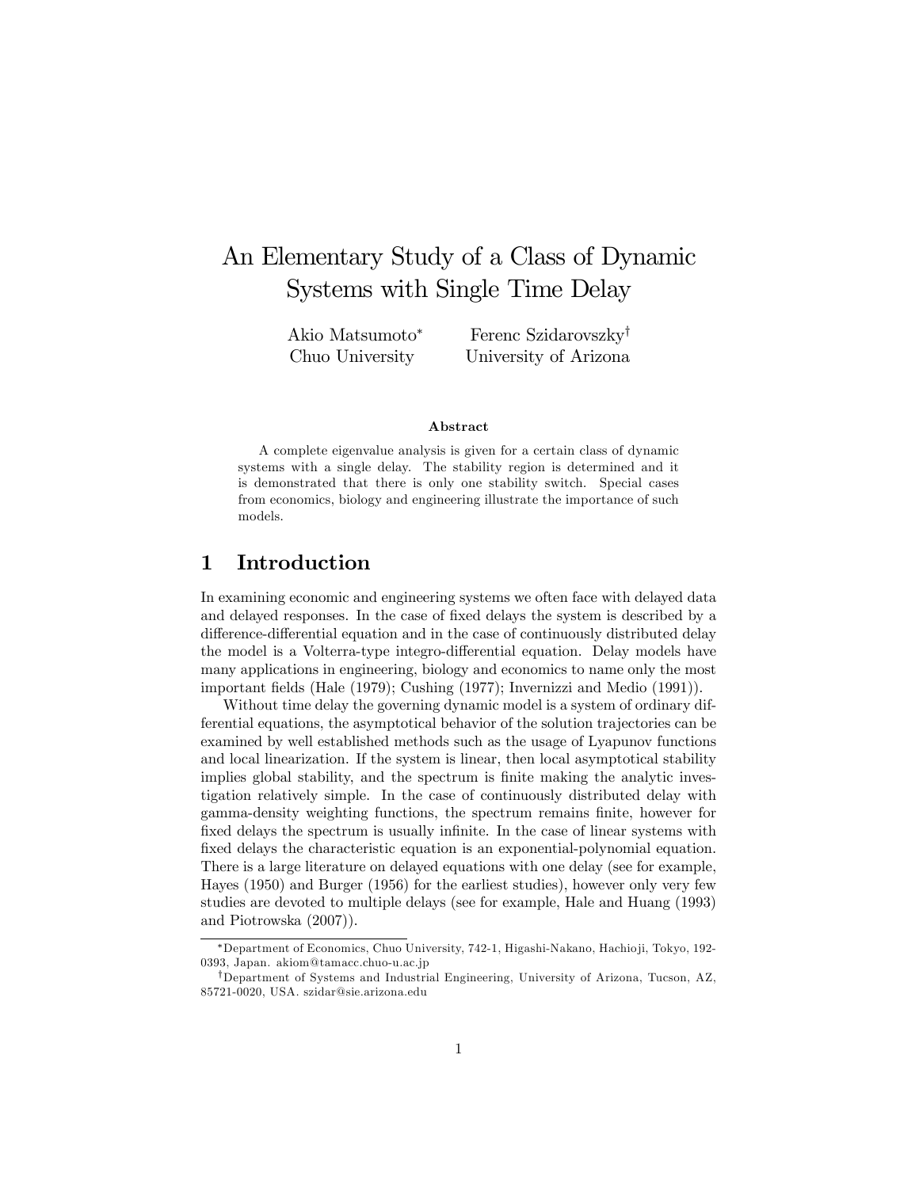# An Elementary Study of a Class of Dynamic Systems with Single Time Delay

Akio Matsumoto* Chuo University

Ferenc Szidarovszky† University of Arizona

**Abstract**

A complete eigenvalue analysis is given for a certain class of dynamic systems with a single delay. The stability region is determined and it is demonstrated that there is only one stability switch. Special cases from economics, biology and engineering illustrate the importance of such models.

## 1 Introduction

In examining economic and engineering systems we often face with delayed data and delayed responses. In the case of fixed delays the system is described by a difference-differential equation and in the case of continuously distributed delay the model is a Volterra-type integro-differential equation. Delay models have many applications in engineering, biology and economics to name only the most important fields (Hale (1979); Cushing (1977); Invernizzi and Medio (1991)).

Without time delay the governing dynamic model is a system of ordinary differential equations, the asymptotical behavior of the solution trajectories can be examined by well established methods such as the usage of Lyapunov functions and local linearization. If the system is linear, then local asymptotical stability implies global stability, and the spectrum is finite making the analytic investigation relatively simple. In the case of continuously distributed delay with gamma-density weighting functions, the spectrum remains finite, however for fixed delays the spectrum is usually infinite. In the case of linear systems with fixed delays the characteristic equation is an exponential-polynomial equation. There is a large literature on delayed equations with one delay (see for example, Hayes (1950) and Burger (1956) for the earliest studies), however only very few studies are devoted to multiple delays (see for example, Hale and Huang (1993) and Piotrowska (2007)).

---

*Department of Economics, Chuo University, 742-1, Higashi-Nakano, Hachioji, Tokyo, 192-0393, Japan. akiom@tamacc.chuo-u.ac.jp

†Department of Systems and Industrial Engineering, University of Arizona, Tucson, AZ, 85721-0020, USA. szidar@sie.arizona.edu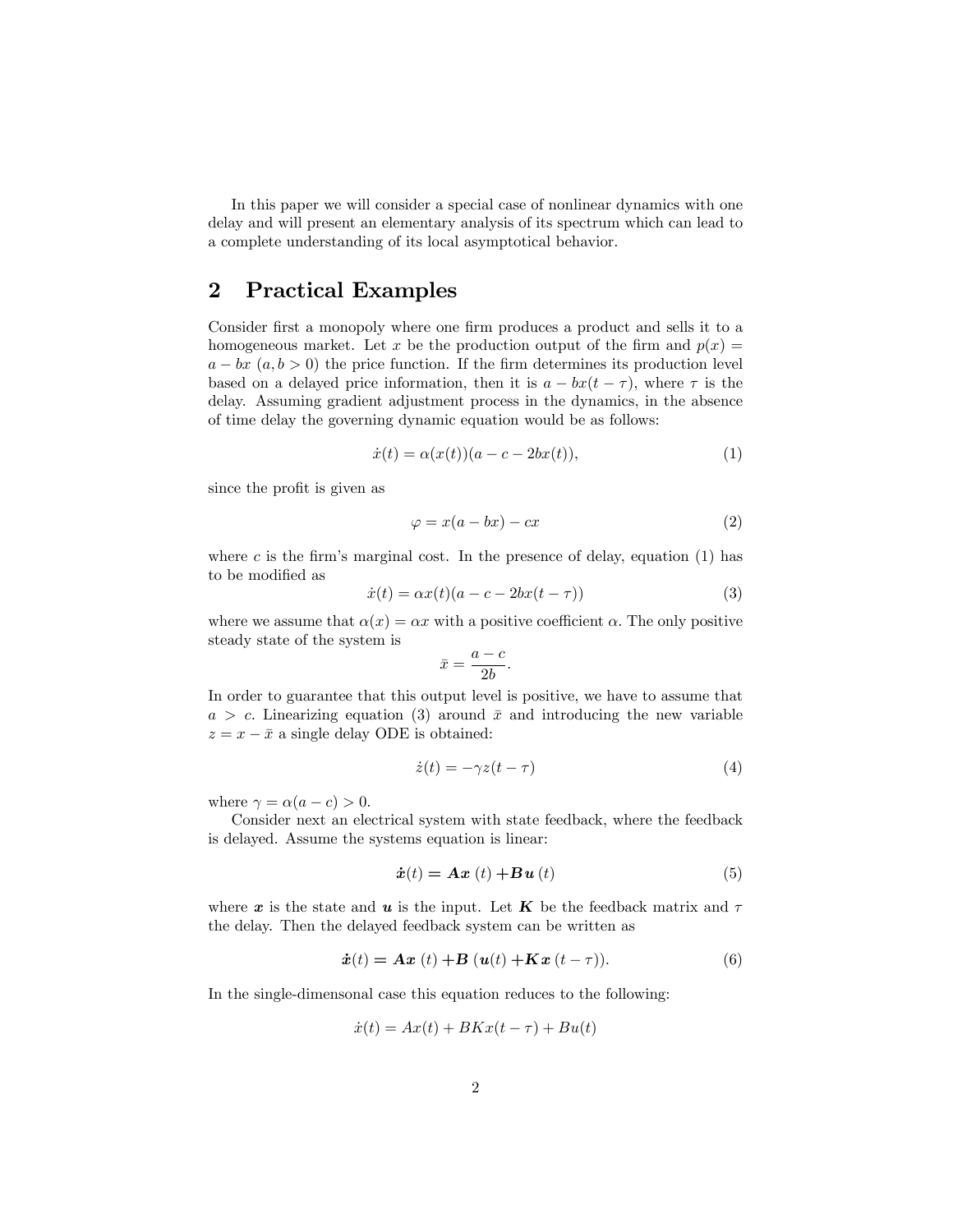In this paper we will consider a special case of nonlinear dynamics with one delay and will present an elementary analysis of its spectrum which can lead to a complete understanding of its local asymptotical behavior.

## 2 Practical Examples

Consider first a monopoly where one firm produces a product and sells it to a homogeneous market. Let $x$ be the production output of the firm and $p(x) = a - bx$ $(a, b > 0)$ the price function. If the firm determines its production level based on a delayed price information, then it is $a - bx(t - \tau)$, where $\tau$ is the delay. Assuming gradient adjustment process in the dynamics, in the absence of time delay the governing dynamic equation would be as follows:

$$\dot{x}(t) = \alpha(x(t))(a - c - 2bx(t)), \tag{1}$$

since the profit is given as

$$\varphi = x(a - bx) - cx \tag{2}$$

where $c$ is the firm's marginal cost. In the presence of delay, equation (1) has to be modified as

$$\dot{x}(t) = \alpha x(t)(a - c - 2bx(t - \tau)) \tag{3}$$

where we assume that $\alpha(x) = \alpha x$ with a positive coefficient $\alpha$. The only positive steady state of the system is

$$\bar{x} = \frac{a - c}{2b}.$$

In order to guarantee that this output level is positive, we have to assume that $a > c$. Linearizing equation (3) around $\bar{x}$ and introducing the new variable $z = x - \bar{x}$ a single delay ODE is obtained:

$$\dot{z}(t) = -\gamma z(t - \tau) \tag{4}$$

where $\gamma = \alpha(a - c) > 0$.

Consider next an electrical system with state feedback, where the feedback is delayed. Assume the systems equation is linear:

$$\dot{\boldsymbol{x}}(t) = \boldsymbol{A}\boldsymbol{x}\,(t) + \boldsymbol{B}\boldsymbol{u}\,(t) \tag{5}$$

where $\boldsymbol{x}$ is the state and $\boldsymbol{u}$ is the input. Let $\boldsymbol{K}$ be the feedback matrix and $\tau$ the delay. Then the delayed feedback system can be written as

$$\dot{\boldsymbol{x}}(t) = \boldsymbol{A}\boldsymbol{x}\,(t) + \boldsymbol{B}\,(\boldsymbol{u}(t) + \boldsymbol{K}\boldsymbol{x}\,(t - \tau)). \tag{6}$$

In the single-dimensonal case this equation reduces to the following:

$$\dot{x}(t) = Ax(t) + BKx(t - \tau) + Bu(t)$$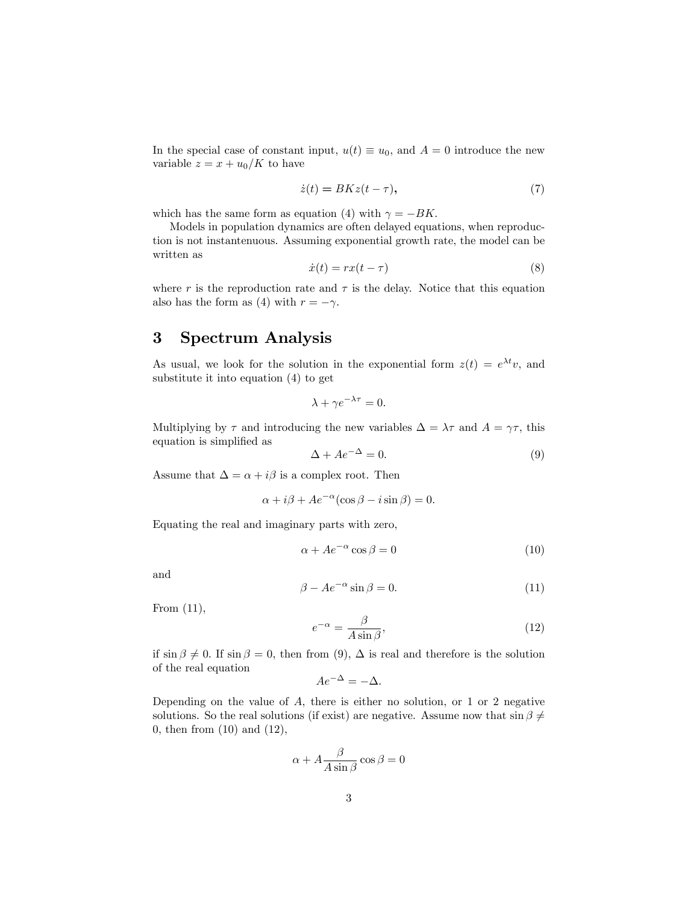In the special case of constant input, $u(t) \equiv u_0$, and $A = 0$ introduce the new variable $z = x + u_0/K$ to have

$$\dot{z}(t) = BKz(t - \tau), \tag{7}$$

which has the same form as equation (4) with $\gamma = -BK$.

Models in population dynamics are often delayed equations, when reproduction is not instantenuous. Assuming exponential growth rate, the model can be written as

$$\dot{x}(t) = rx(t - \tau) \tag{8}$$

where $r$ is the reproduction rate and $\tau$ is the delay. Notice that this equation also has the form as (4) with $r = -\gamma$.

# 3 Spectrum Analysis

As usual, we look for the solution in the exponential form $z(t) = e^{\lambda t}v$, and substitute it into equation (4) to get

$$\lambda + \gamma e^{-\lambda \tau} = 0.$$

Multiplying by $\tau$ and introducing the new variables $\Delta = \lambda\tau$ and $A = \gamma\tau$, this equation is simplified as

$$\Delta + Ae^{-\Delta} = 0. \tag{9}$$

Assume that $\Delta = \alpha + i\beta$ is a complex root. Then

$$\alpha + i\beta + Ae^{-\alpha}(\cos\beta - i\sin\beta) = 0.$$

Equating the real and imaginary parts with zero,

$$\alpha + Ae^{-\alpha}\cos\beta = 0 \tag{10}$$

and

$$\beta - Ae^{-\alpha}\sin\beta = 0. \tag{11}$$

From (11),

$$e^{-\alpha} = \frac{\beta}{A\sin\beta}, \tag{12}$$

if $\sin\beta \neq 0$. If $\sin\beta = 0$, then from (9), $\Delta$ is real and therefore is the solution of the real equation

$$Ae^{-\Delta} = -\Delta.$$

Depending on the value of $A$, there is either no solution, or 1 or 2 negative solutions. So the real solutions (if exist) are negative. Assume now that $\sin\beta \neq 0$, then from (10) and (12),

$$\alpha + A\frac{\beta}{A\sin\beta}\cos\beta = 0$$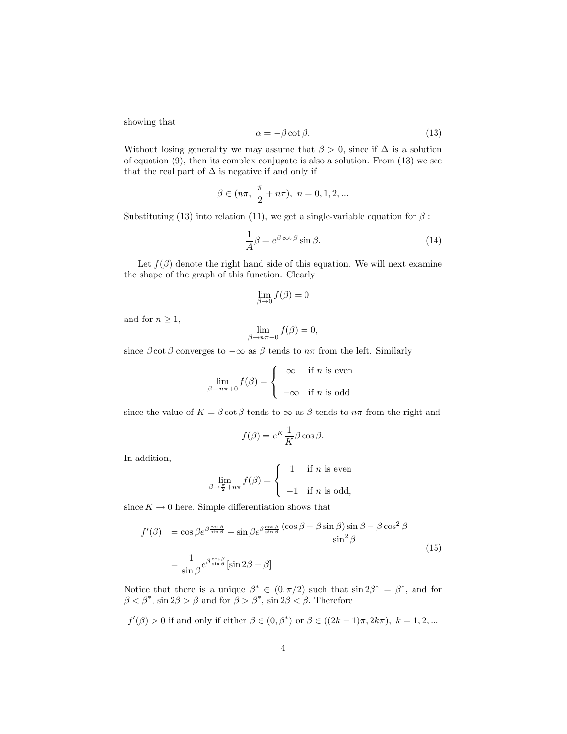showing that

$$\alpha = -\beta \cot \beta. \tag{13}$$

Without losing generality we may assume that $\beta > 0$, since if $\Delta$ is a solution of equation (9), then its complex conjugate is also a solution. From (13) we see that the real part of $\Delta$ is negative if and only if

$$\beta \in (n\pi,\ \frac{\pi}{2} + n\pi),\ n = 0, 1, 2, ...$$

Substituting (13) into relation (11), we get a single-variable equation for $\beta$ :

$$\frac{1}{A}\beta = e^{\beta \cot \beta} \sin \beta. \tag{14}$$

Let $f(\beta)$ denote the right hand side of this equation. We will next examine the shape of the graph of this function. Clearly

$$\lim_{\beta \to 0} f(\beta) = 0$$

and for $n \geq 1$,

$$\lim_{\beta \to n\pi - 0} f(\beta) = 0,$$

since $\beta \cot \beta$ converges to $-\infty$ as $\beta$ tends to $n\pi$ from the left. Similarly

$$\lim_{\beta \to n\pi + 0} f(\beta) = \begin{cases} \infty & \text{if } n \text{ is even} \\ -\infty & \text{if } n \text{ is odd} \end{cases}$$

since the value of $K = \beta \cot \beta$ tends to $\infty$ as $\beta$ tends to $n\pi$ from the right and

$$f(\beta) = e^K \frac{1}{K} \beta \cos \beta.$$

In addition,

$$\lim_{\beta \to \frac{\pi}{2} + n\pi} f(\beta) = \begin{cases} 1 & \text{if } n \text{ is even} \\ -1 & \text{if } n \text{ is odd,} \end{cases}$$

since $K \to 0$ here. Simple differentiation shows that

$$\begin{aligned} f'(\beta) &= \cos \beta e^{\beta \frac{\cos \beta}{\sin \beta}} + \sin \beta e^{\beta \frac{\cos \beta}{\sin \beta}} \frac{(\cos \beta - \beta \sin \beta) \sin \beta - \beta \cos^2 \beta}{\sin^2 \beta} \\ &= \frac{1}{\sin \beta} e^{\beta \frac{\cos \beta}{\sin \beta}} [\sin 2\beta - \beta] \end{aligned} \tag{15}$$

Notice that there is a unique $\beta^* \in (0, \pi/2)$ such that $\sin 2\beta^* = \beta^*$, and for $\beta < \beta^*$, $\sin 2\beta > \beta$ and for $\beta > \beta^*$, $\sin 2\beta < \beta$. Therefore

$f'(\beta) > 0$ if and only if either $\beta \in (0, \beta^*)$ or $\beta \in ((2k-1)\pi, 2k\pi),\ k = 1, 2, ...$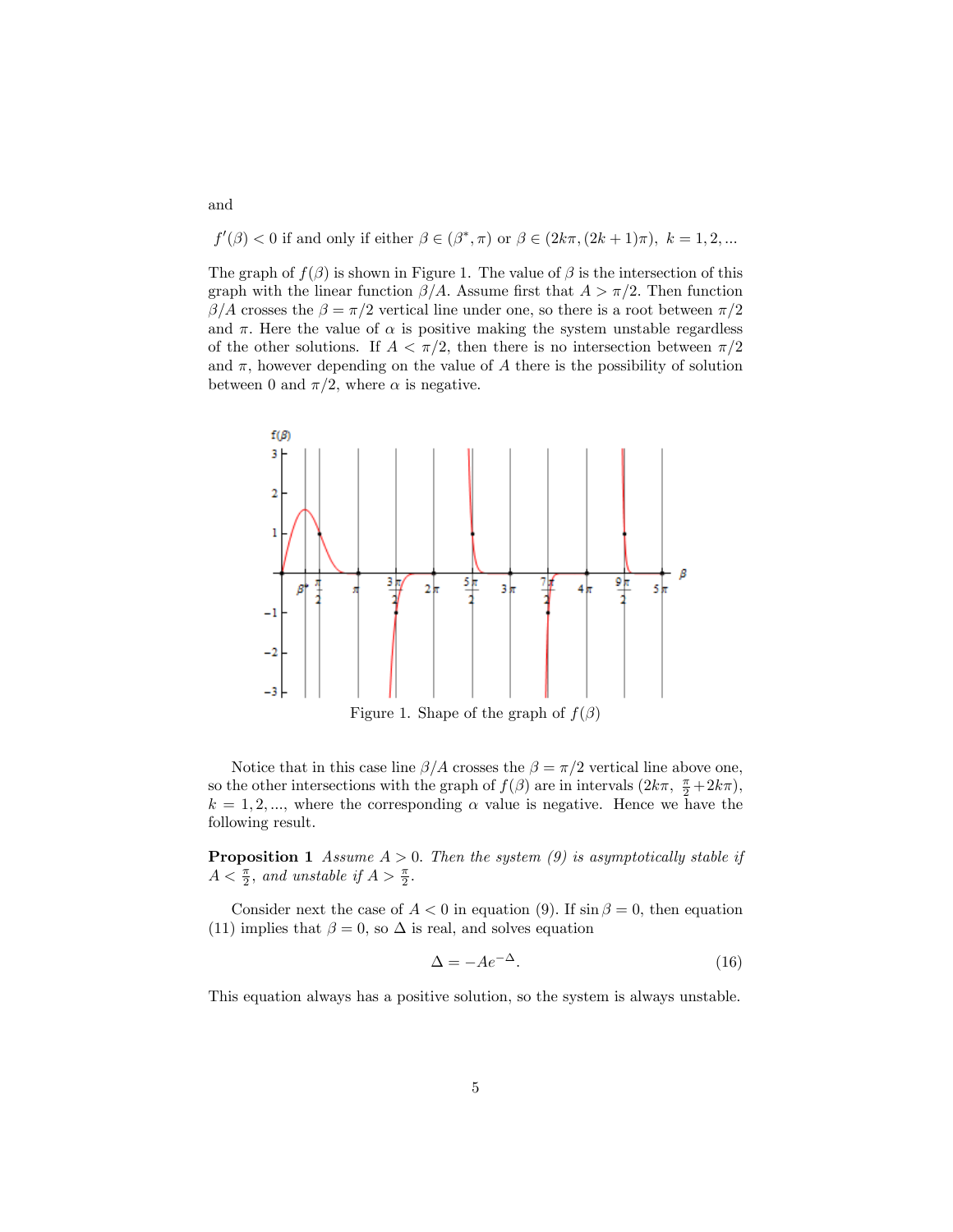and

$f'(\beta) < 0$ if and only if either $\beta \in (\beta^*, \pi)$ or $\beta \in (2k\pi, (2k+1)\pi),\ k = 1, 2, ...$

The graph of $f(\beta)$ is shown in Figure 1. The value of $\beta$ is the intersection of this graph with the linear function $\beta/A$. Assume first that $A > \pi/2$. Then function $\beta/A$ crosses the $\beta = \pi/2$ vertical line under one, so there is a root between $\pi/2$ and $\pi$. Here the value of $\alpha$ is positive making the system unstable regardless of the other solutions. If $A < \pi/2$, then there is no intersection between $\pi/2$ and $\pi$, however depending on the value of $A$ there is the possibility of solution between 0 and $\pi/2$, where $\alpha$ is negative.

Figure 1. Shape of the graph of $f(\beta)$

Notice that in this case line $\beta/A$ crosses the $\beta = \pi/2$ vertical line above one, so the other intersections with the graph of $f(\beta)$ are in intervals $(2k\pi,\ \frac{\pi}{2}+2k\pi)$, $k = 1, 2, ...$, where the corresponding $\alpha$ value is negative. Hence we have the following result.

**Proposition 1** *Assume $A > 0$. Then the system (9) is asymptotically stable if $A < \frac{\pi}{2}$, and unstable if $A > \frac{\pi}{2}$.*

Consider next the case of $A < 0$ in equation (9). If $\sin \beta = 0$, then equation (11) implies that $\beta = 0$, so $\Delta$ is real, and solves equation

$$\Delta = -Ae^{-\Delta}. \tag{16}$$

This equation always has a positive solution, so the system is always unstable.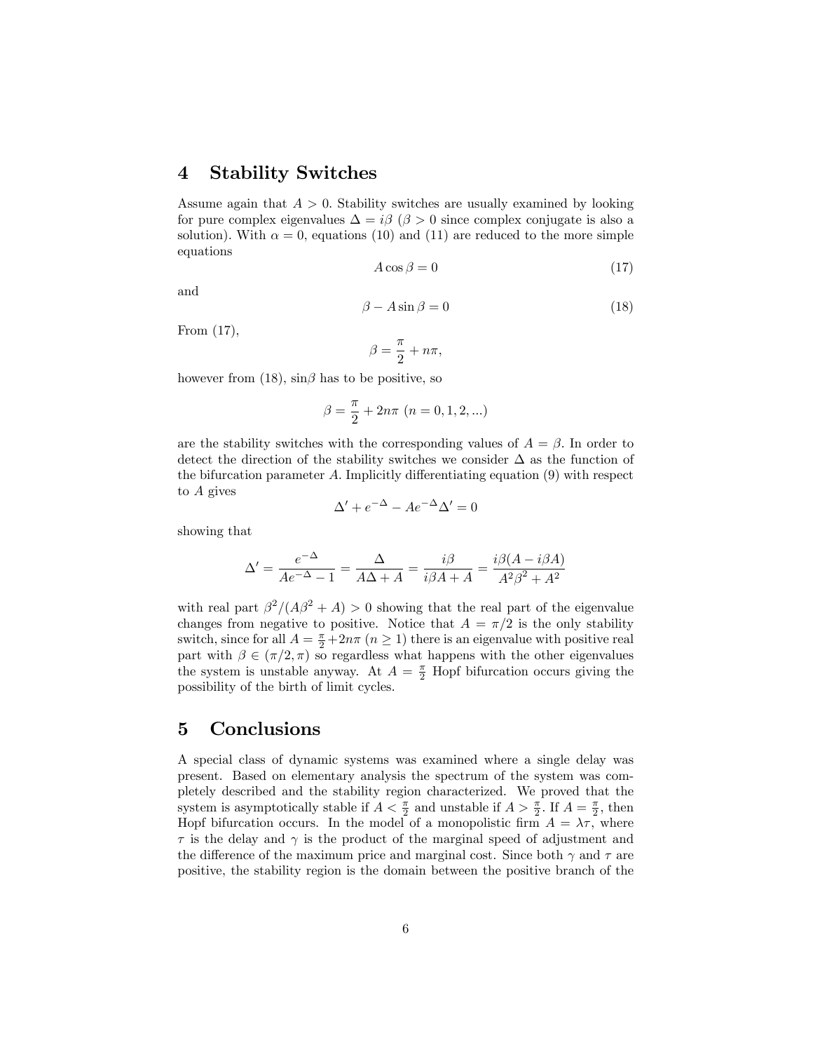## 4 Stability Switches

Assume again that $A > 0$. Stability switches are usually examined by looking for pure complex eigenvalues $\Delta = i\beta$ ($\beta > 0$ since complex conjugate is also a solution). With $\alpha = 0$, equations (10) and (11) are reduced to the more simple equations

$$A \cos \beta = 0 \tag{17}$$

and

$$\beta - A \sin \beta = 0 \tag{18}$$

From (17),

$$\beta = \frac{\pi}{2} + n\pi,$$

however from (18), $\sin\beta$ has to be positive, so

$$\beta = \frac{\pi}{2} + 2n\pi \ (n = 0, 1, 2, ...)$$

are the stability switches with the corresponding values of $A = \beta$. In order to detect the direction of the stability switches we consider $\Delta$ as the function of the bifurcation parameter $A$. Implicitly differentiating equation (9) with respect to $A$ gives

$$\Delta' + e^{-\Delta} - Ae^{-\Delta}\Delta' = 0$$

showing that

$$\Delta' = \frac{e^{-\Delta}}{Ae^{-\Delta} - 1} = \frac{\Delta}{A\Delta + A} = \frac{i\beta}{i\beta A + A} = \frac{i\beta(A - i\beta A)}{A^2\beta^2 + A^2}$$

with real part $\beta^2/(A\beta^2 + A) > 0$ showing that the real part of the eigenvalue changes from negative to positive. Notice that $A = \pi/2$ is the only stability switch, since for all $A = \frac{\pi}{2} + 2n\pi$ ($n \geq 1$) there is an eigenvalue with positive real part with $\beta \in (\pi/2, \pi)$ so regardless what happens with the other eigenvalues the system is unstable anyway. At $A = \frac{\pi}{2}$ Hopf bifurcation occurs giving the possibility of the birth of limit cycles.

## 5 Conclusions

A special class of dynamic systems was examined where a single delay was present. Based on elementary analysis the spectrum of the system was completely described and the stability region characterized. We proved that the system is asymptotically stable if $A < \frac{\pi}{2}$ and unstable if $A > \frac{\pi}{2}$. If $A = \frac{\pi}{2}$, then Hopf bifurcation occurs. In the model of a monopolistic firm $A = \lambda\tau$, where $\tau$ is the delay and $\gamma$ is the product of the marginal speed of adjustment and the difference of the maximum price and marginal cost. Since both $\gamma$ and $\tau$ are positive, the stability region is the domain between the positive branch of the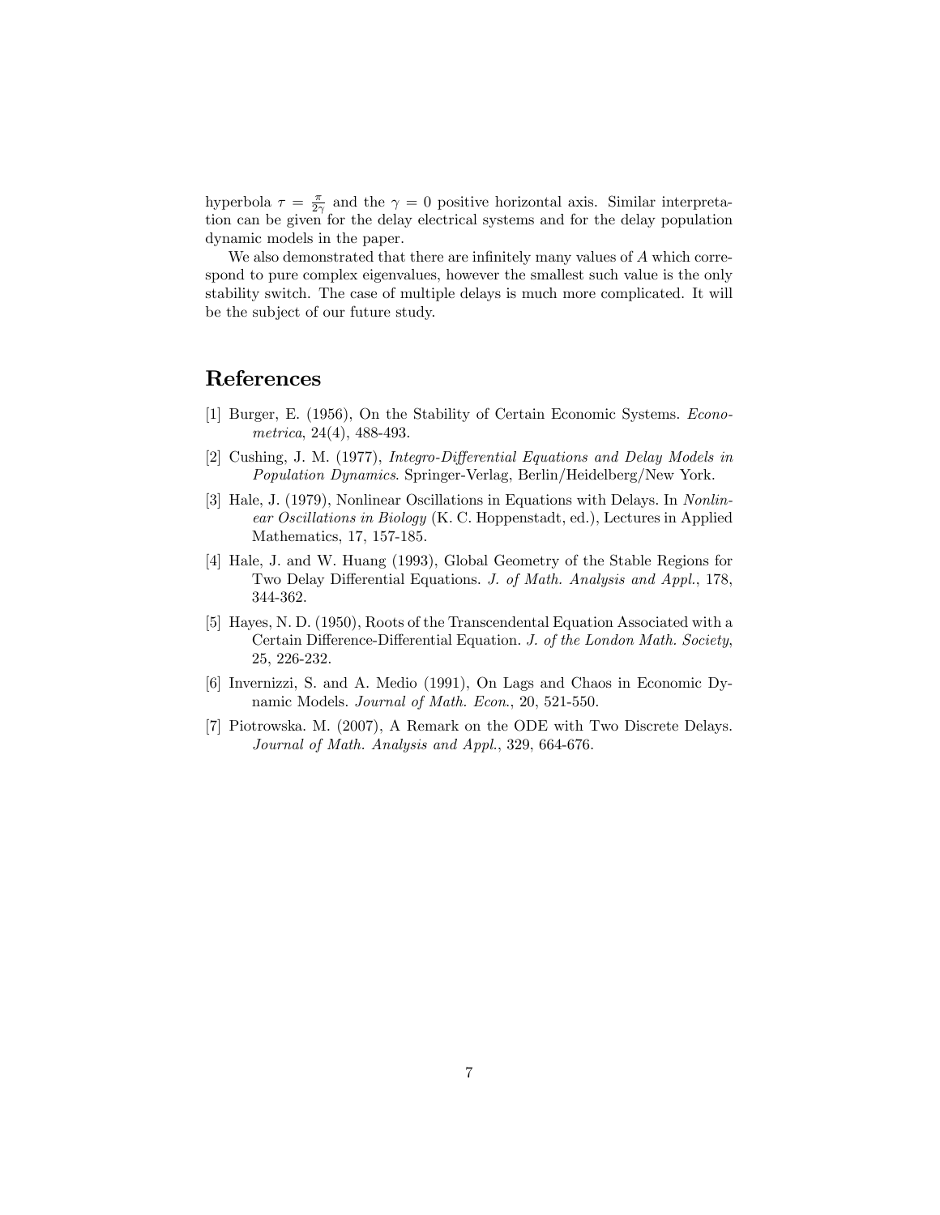hyperbola $\tau = \frac{\pi}{2\gamma}$ and the $\gamma = 0$ positive horizontal axis. Similar interpretation can be given for the delay electrical systems and for the delay population dynamic models in the paper.

We also demonstrated that there are infinitely many values of $A$ which correspond to pure complex eigenvalues, however the smallest such value is the only stability switch. The case of multiple delays is much more complicated. It will be the subject of our future study.

## References

[1] Burger, E. (1956), On the Stability of Certain Economic Systems. *Econometrica*, 24(4), 488-493.

[2] Cushing, J. M. (1977), *Integro-Differential Equations and Delay Models in Population Dynamics*. Springer-Verlag, Berlin/Heidelberg/New York.

[3] Hale, J. (1979), Nonlinear Oscillations in Equations with Delays. In *Nonlinear Oscillations in Biology* (K. C. Hoppenstadt, ed.), Lectures in Applied Mathematics, 17, 157-185.

[4] Hale, J. and W. Huang (1993), Global Geometry of the Stable Regions for Two Delay Differential Equations. *J. of Math. Analysis and Appl.*, 178, 344-362.

[5] Hayes, N. D. (1950), Roots of the Transcendental Equation Associated with a Certain Difference-Differential Equation. *J. of the London Math. Society*, 25, 226-232.

[6] Invernizzi, S. and A. Medio (1991), On Lags and Chaos in Economic Dynamic Models. *Journal of Math. Econ.*, 20, 521-550.

[7] Piotrowska. M. (2007), A Remark on the ODE with Two Discrete Delays. *Journal of Math. Analysis and Appl.*, 329, 664-676.